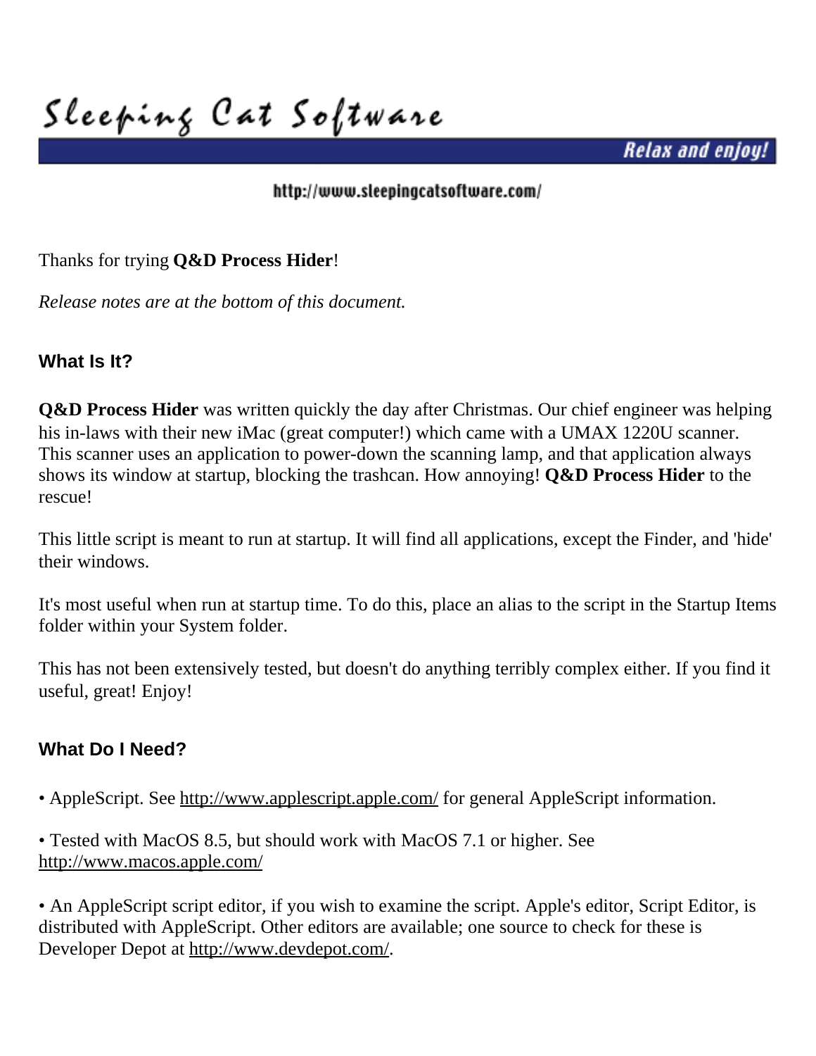# Sleeping Cat Software

**Relax and enjoy!**

http://www.sleepingcatsoftware.com/

Thanks for trying **Q&D Process Hider**!

*Release notes are at the bottom of this document.*

## What Is It?

**Q&D Process Hider** was written quickly the day after Christmas. Our chief engineer was helping his in-laws with their new iMac (great computer!) which came with a UMAX 1220U scanner. This scanner uses an application to power-down the scanning lamp, and that application always shows its window at startup, blocking the trashcan. How annoying! **Q&D Process Hider** to the rescue!

This little script is meant to run at startup. It will find all applications, except the Finder, and 'hide' their windows.

It's most useful when run at startup time. To do this, place an alias to the script in the Startup Items folder within your System folder.

This has not been extensively tested, but doesn't do anything terribly complex either. If you find it useful, great! Enjoy!

## What Do I Need?

• AppleScript. See http://www.applescript.apple.com/ for general AppleScript information.

• Tested with MacOS 8.5, but should work with MacOS 7.1 or higher. See http://www.macos.apple.com/

• An AppleScript script editor, if you wish to examine the script. Apple's editor, Script Editor, is distributed with AppleScript. Other editors are available; one source to check for these is Developer Depot at http://www.devdepot.com/.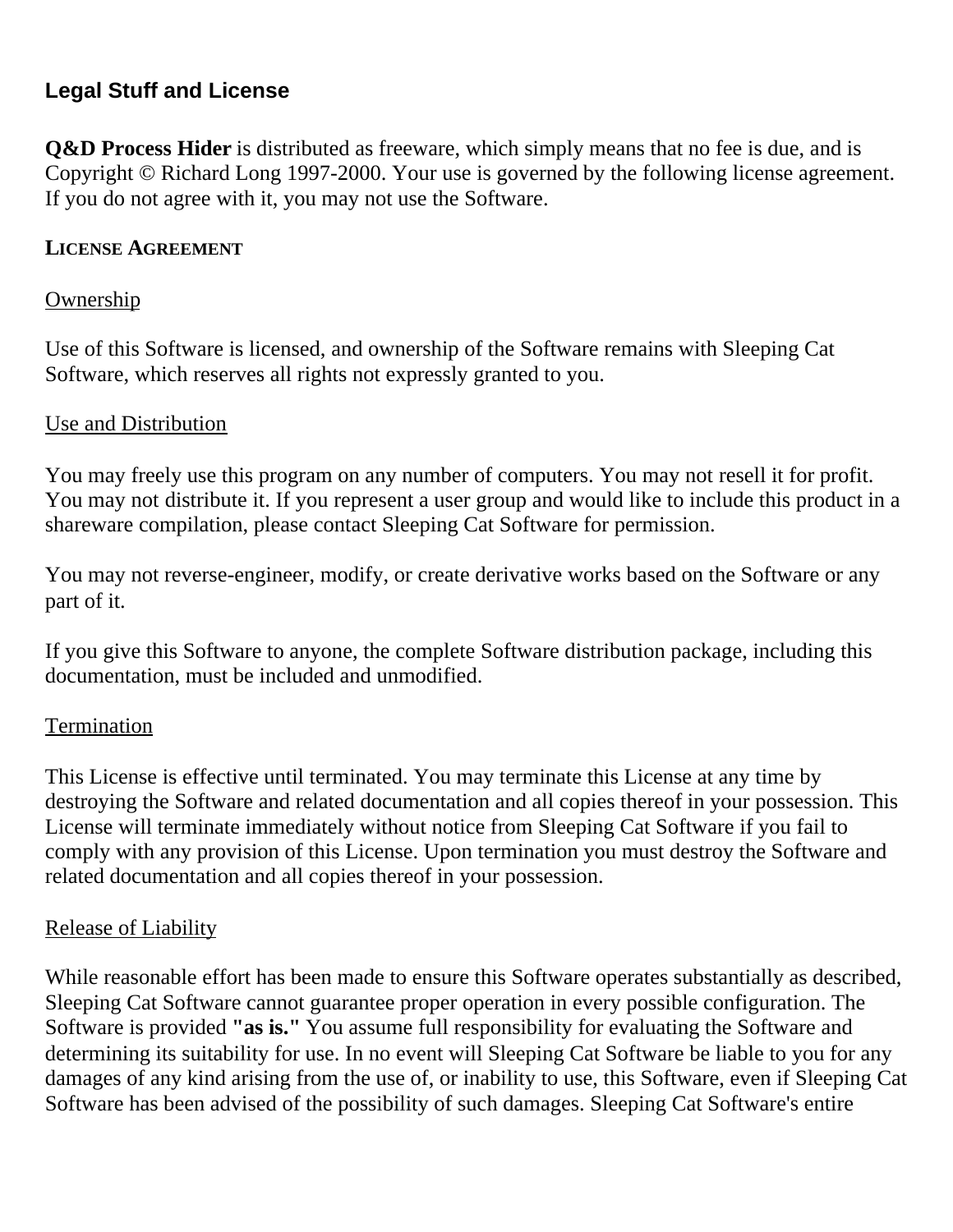## Legal Stuff and License

**Q&D Process Hider** is distributed as freeware, which simply means that no fee is due, and is Copyright © Richard Long 1997-2000. Your use is governed by the following license agreement. If you do not agree with it, you may not use the Software.

**LICENSE AGREEMENT**

<u>Ownership</u>

Use of this Software is licensed, and ownership of the Software remains with Sleeping Cat Software, which reserves all rights not expressly granted to you.

<u>Use and Distribution</u>

You may freely use this program on any number of computers. You may not resell it for profit. You may not distribute it. If you represent a user group and would like to include this product in a shareware compilation, please contact Sleeping Cat Software for permission.

You may not reverse-engineer, modify, or create derivative works based on the Software or any part of it.

If you give this Software to anyone, the complete Software distribution package, including this documentation, must be included and unmodified.

<u>Termination</u>

This License is effective until terminated. You may terminate this License at any time by destroying the Software and related documentation and all copies thereof in your possession. This License will terminate immediately without notice from Sleeping Cat Software if you fail to comply with any provision of this License. Upon termination you must destroy the Software and related documentation and all copies thereof in your possession.

<u>Release of Liability</u>

While reasonable effort has been made to ensure this Software operates substantially as described, Sleeping Cat Software cannot guarantee proper operation in every possible configuration. The Software is provided **"as is."** You assume full responsibility for evaluating the Software and determining its suitability for use. In no event will Sleeping Cat Software be liable to you for any damages of any kind arising from the use of, or inability to use, this Software, even if Sleeping Cat Software has been advised of the possibility of such damages. Sleeping Cat Software's entire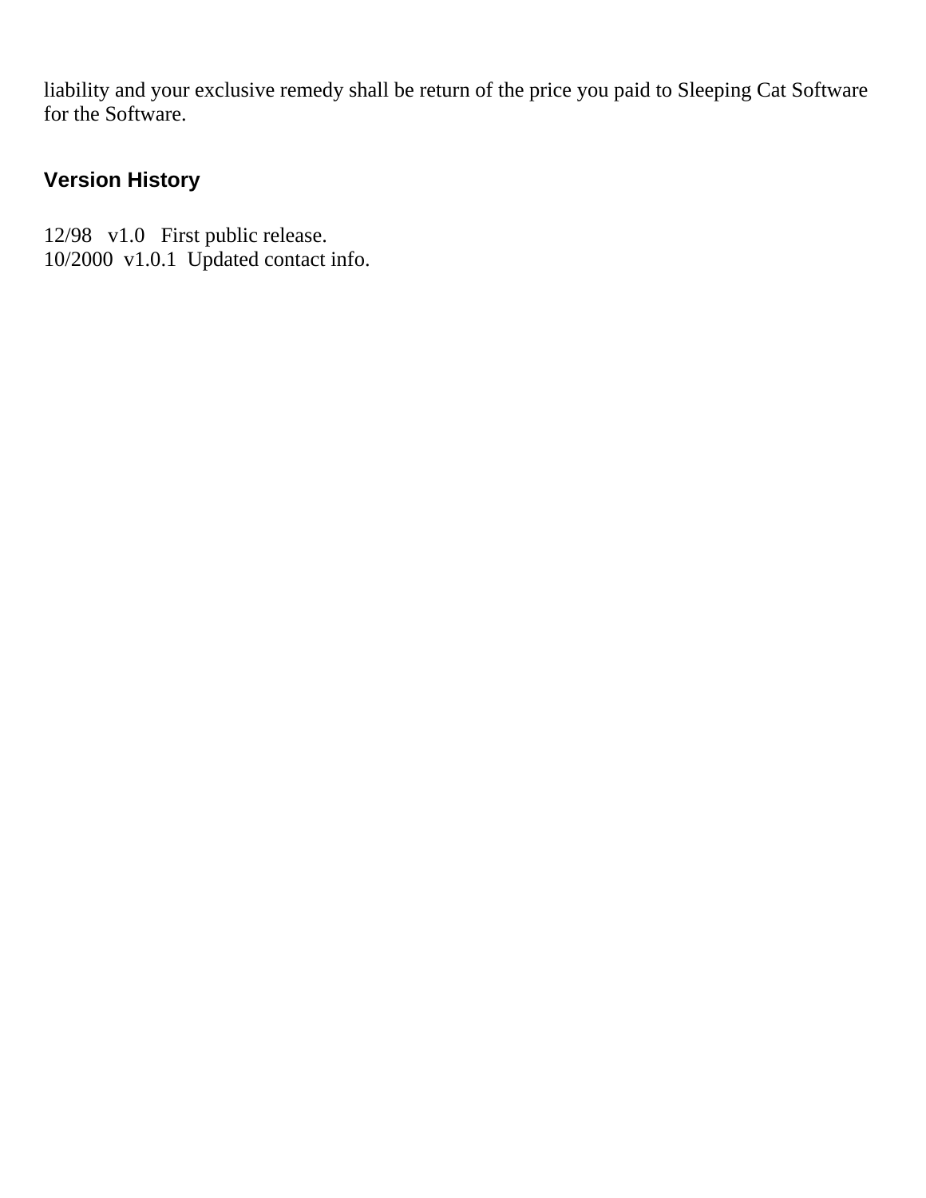liability and your exclusive remedy shall be return of the price you paid to Sleeping Cat Software for the Software.

## Version History

12/98   v1.0   First public release.
10/2000  v1.0.1  Updated contact info.